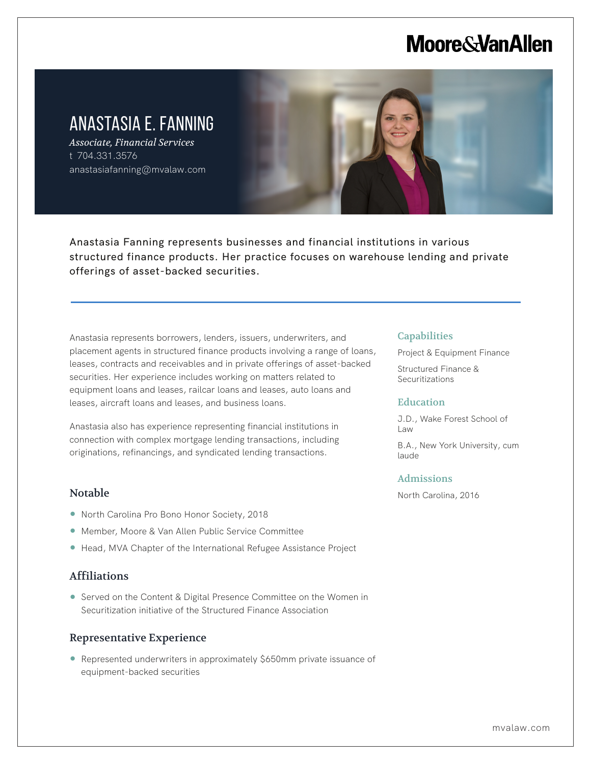Moore&VanAllen

# ANASTASIA E. FANNING

*Associate, Financial Services*

t 704.331.3576

anastasiafanning@mvalaw.com

Anastasia Fanning represents businesses and financial institutions in various structured finance products. Her practice focuses on warehouse lending and private offerings of asset-backed securities.

Anastasia represents borrowers, lenders, issuers, underwriters, and placement agents in structured finance products involving a range of loans, leases, contracts and receivables and in private offerings of asset-backed securities. Her experience includes working on matters related to equipment loans and leases, railcar loans and leases, auto loans and leases, aircraft loans and leases, and business loans.

Anastasia also has experience representing financial institutions in connection with complex mortgage lending transactions, including originations, refinancings, and syndicated lending transactions.

## Notable

- North Carolina Pro Bono Honor Society, 2018
- Member, Moore & Van Allen Public Service Committee
- Head, MVA Chapter of the International Refugee Assistance Project

## Affiliations

- Served on the Content & Digital Presence Committee on the Women in Securitization initiative of the Structured Finance Association

## Representative Experience

- Represented underwriters in approximately $650mm private issuance of equipment-backed securities

## Capabilities

Project & Equipment Finance

Structured Finance & Securitizations

## Education

J.D., Wake Forest School of Law

B.A., New York University, cum laude

## Admissions

North Carolina, 2016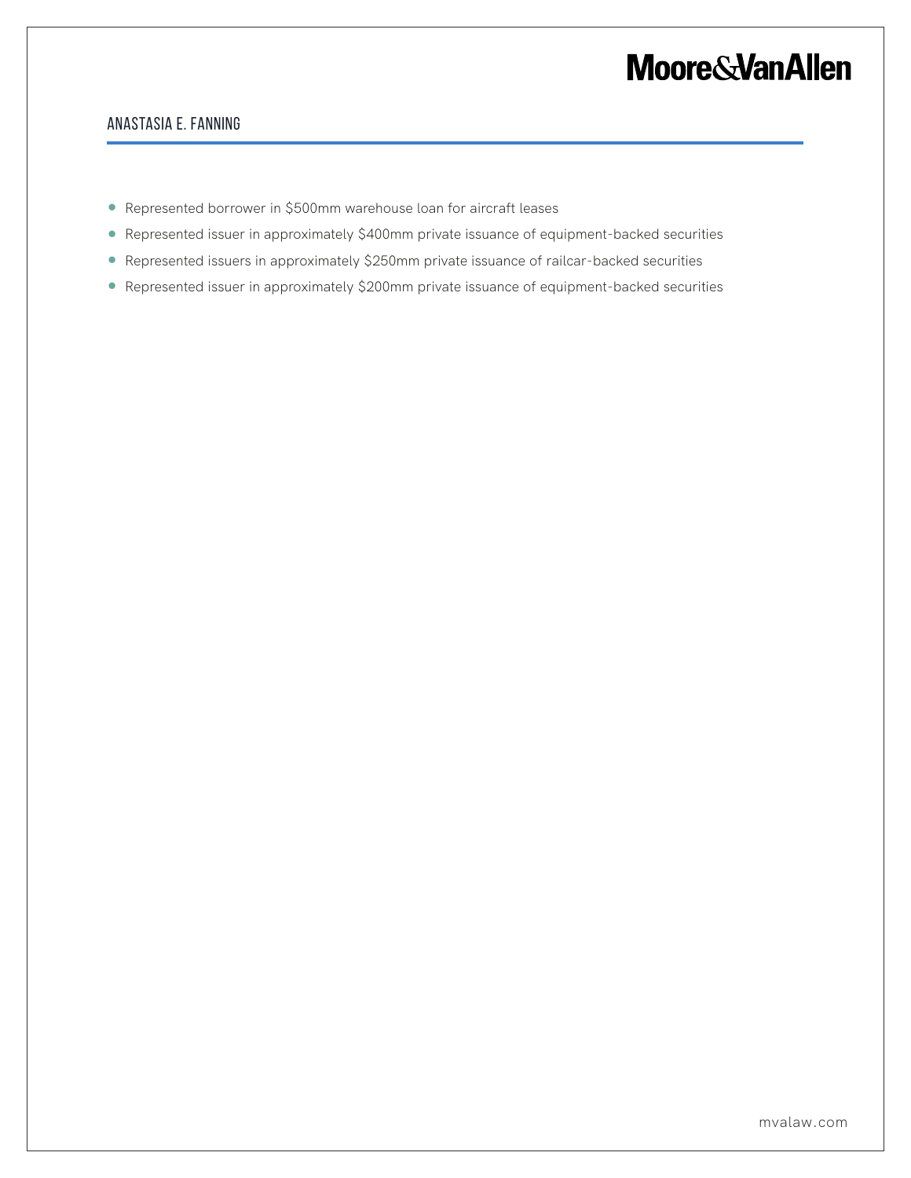- Represented borrower in $500mm warehouse loan for aircraft leases
- Represented issuer in approximately $400mm private issuance of equipment-backed securities
- Represented issuers in approximately $250mm private issuance of railcar-backed securities
- Represented issuer in approximately $200mm private issuance of equipment-backed securities